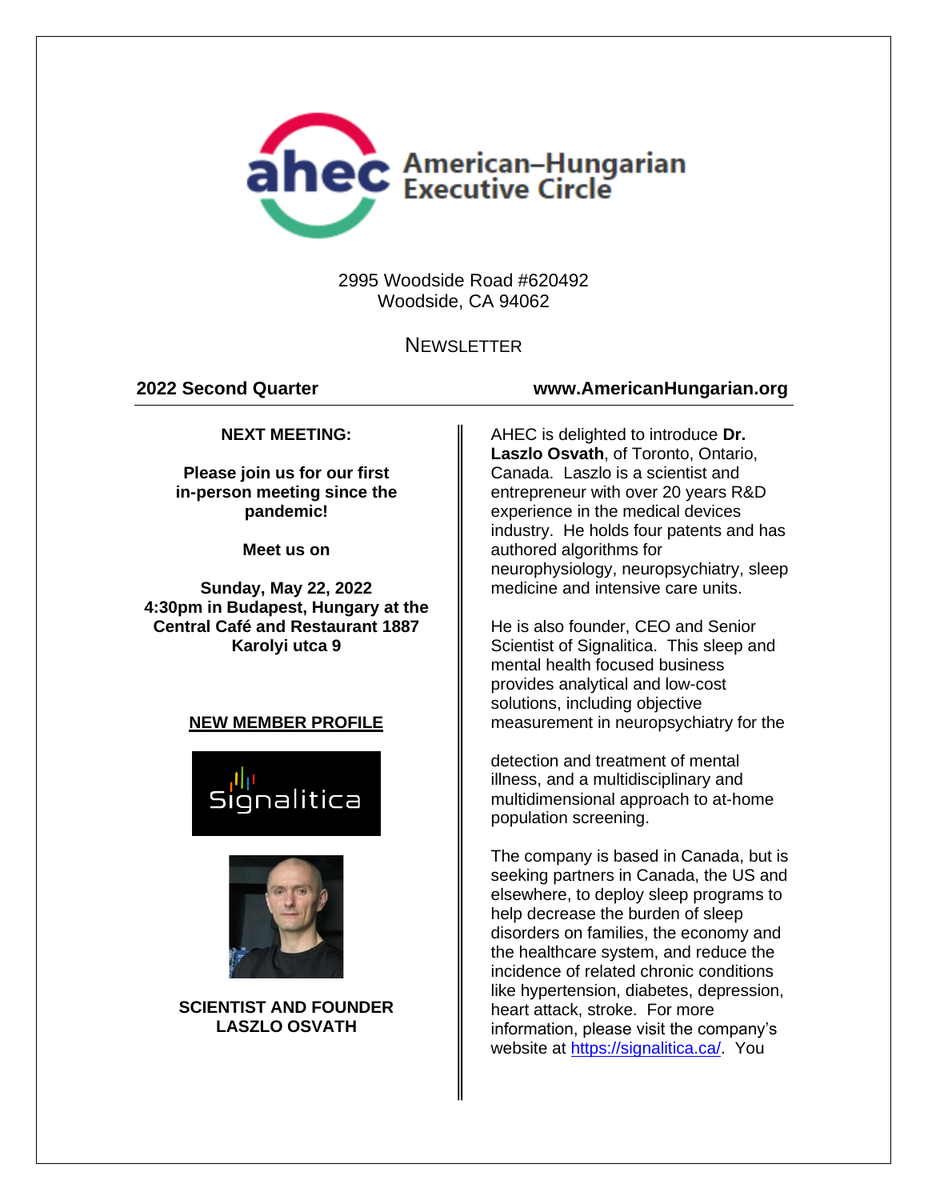American–Hungarian Executive Circle

2995 Woodside Road #620492
Woodside, CA 94062

# NEWSLETTER

**2022 Second Quarter** **www.AmericanHungarian.org**

**NEXT MEETING:**

**Please join us for our first in-person meeting since the pandemic!**

**Meet us on**

**Sunday, May 22, 2022**
**4:30pm in Budapest, Hungary at the Central Café and Restaurant 1887 Karolyi utca 9**

## NEW MEMBER PROFILE

Signalitica

**SCIENTIST AND FOUNDER LASZLO OSVATH**

AHEC is delighted to introduce **Dr. Laszlo Osvath**, of Toronto, Ontario, Canada. Laszlo is a scientist and entrepreneur with over 20 years R&D experience in the medical devices industry. He holds four patents and has authored algorithms for neurophysiology, neuropsychiatry, sleep medicine and intensive care units.

He is also founder, CEO and Senior Scientist of Signalitica. This sleep and mental health focused business provides analytical and low-cost solutions, including objective measurement in neuropsychiatry for the detection and treatment of mental illness, and a multidisciplinary and multidimensional approach to at-home population screening.

The company is based in Canada, but is seeking partners in Canada, the US and elsewhere, to deploy sleep programs to help decrease the burden of sleep disorders on families, the economy and the healthcare system, and reduce the incidence of related chronic conditions like hypertension, diabetes, depression, heart attack, stroke. For more information, please visit the company's website at https://signalitica.ca/. You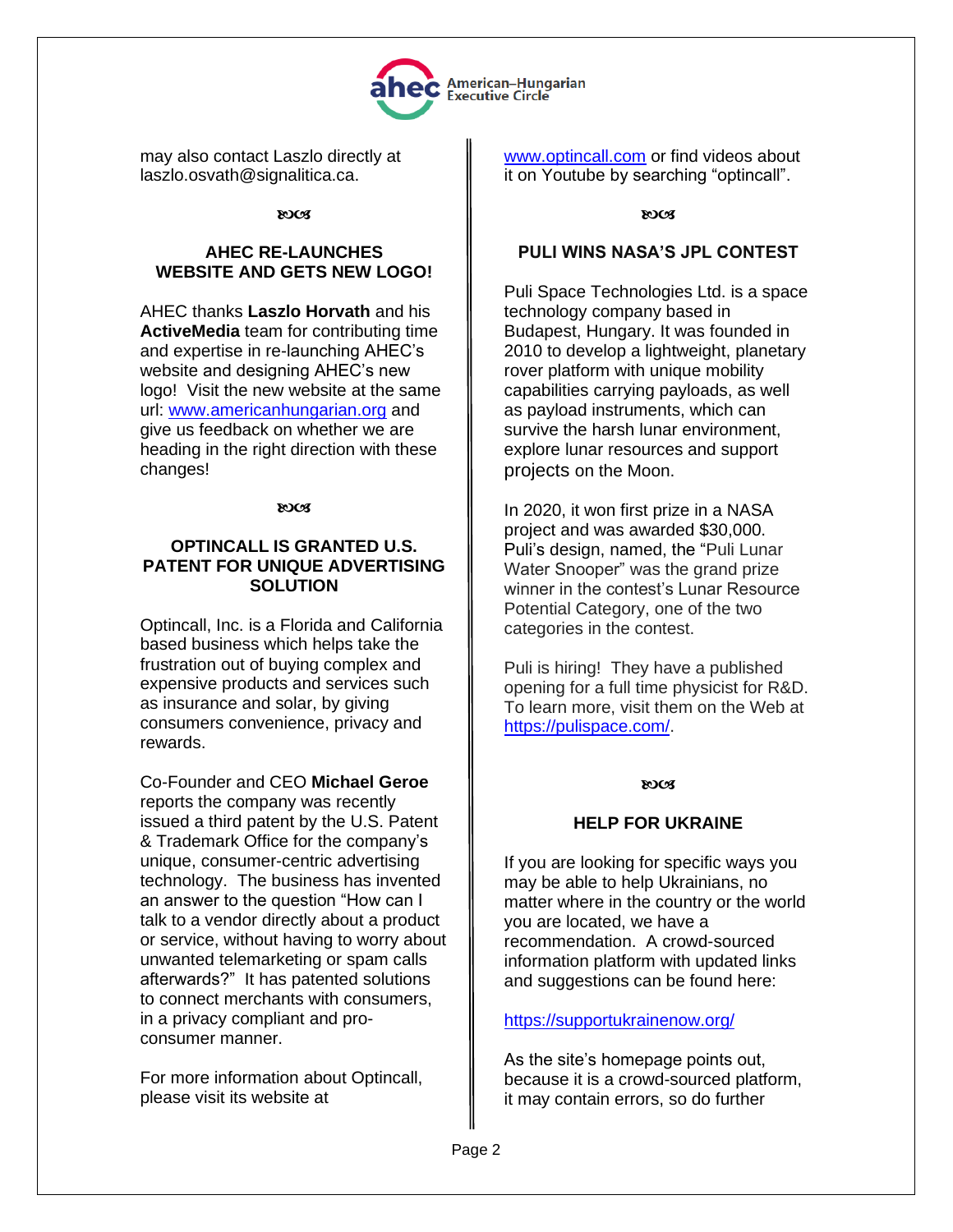may also contact Laszlo directly at laszlo.osvath@signalitica.ca.

ꕤ

## AHEC RE-LAUNCHES WEBSITE AND GETS NEW LOGO!

AHEC thanks **Laszlo Horvath** and his **ActiveMedia** team for contributing time and expertise in re-launching AHEC's website and designing AHEC's new logo! Visit the new website at the same url: www.americanhungarian.org and give us feedback on whether we are heading in the right direction with these changes!

ꕤ

## OPTINCALL IS GRANTED U.S. PATENT FOR UNIQUE ADVERTISING SOLUTION

Optincall, Inc. is a Florida and California based business which helps take the frustration out of buying complex and expensive products and services such as insurance and solar, by giving consumers convenience, privacy and rewards.

Co-Founder and CEO **Michael Geroe** reports the company was recently issued a third patent by the U.S. Patent & Trademark Office for the company's unique, consumer-centric advertising technology. The business has invented an answer to the question "How can I talk to a vendor directly about a product or service, without having to worry about unwanted telemarketing or spam calls afterwards?" It has patented solutions to connect merchants with consumers, in a privacy compliant and pro-consumer manner.

For more information about Optincall, please visit its website at www.optincall.com or find videos about it on Youtube by searching "optincall".

ꕤ

## PULI WINS NASA'S JPL CONTEST

Puli Space Technologies Ltd. is a space technology company based in Budapest, Hungary. It was founded in 2010 to develop a lightweight, planetary rover platform with unique mobility capabilities carrying payloads, as well as payload instruments, which can survive the harsh lunar environment, explore lunar resources and support projects on the Moon.

In 2020, it won first prize in a NASA project and was awarded $30,000. Puli's design, named, the "Puli Lunar Water Snooper" was the grand prize winner in the contest's Lunar Resource Potential Category, one of the two categories in the contest.

Puli is hiring! They have a published opening for a full time physicist for R&D. To learn more, visit them on the Web at https://pulispace.com/.

ꕤ

## HELP FOR UKRAINE

If you are looking for specific ways you may be able to help Ukrainians, no matter where in the country or the world you are located, we have a recommendation. A crowd-sourced information platform with updated links and suggestions can be found here:

https://supportukrainenow.org/

As the site's homepage points out, because it is a crowd-sourced platform, it may contain errors, so do further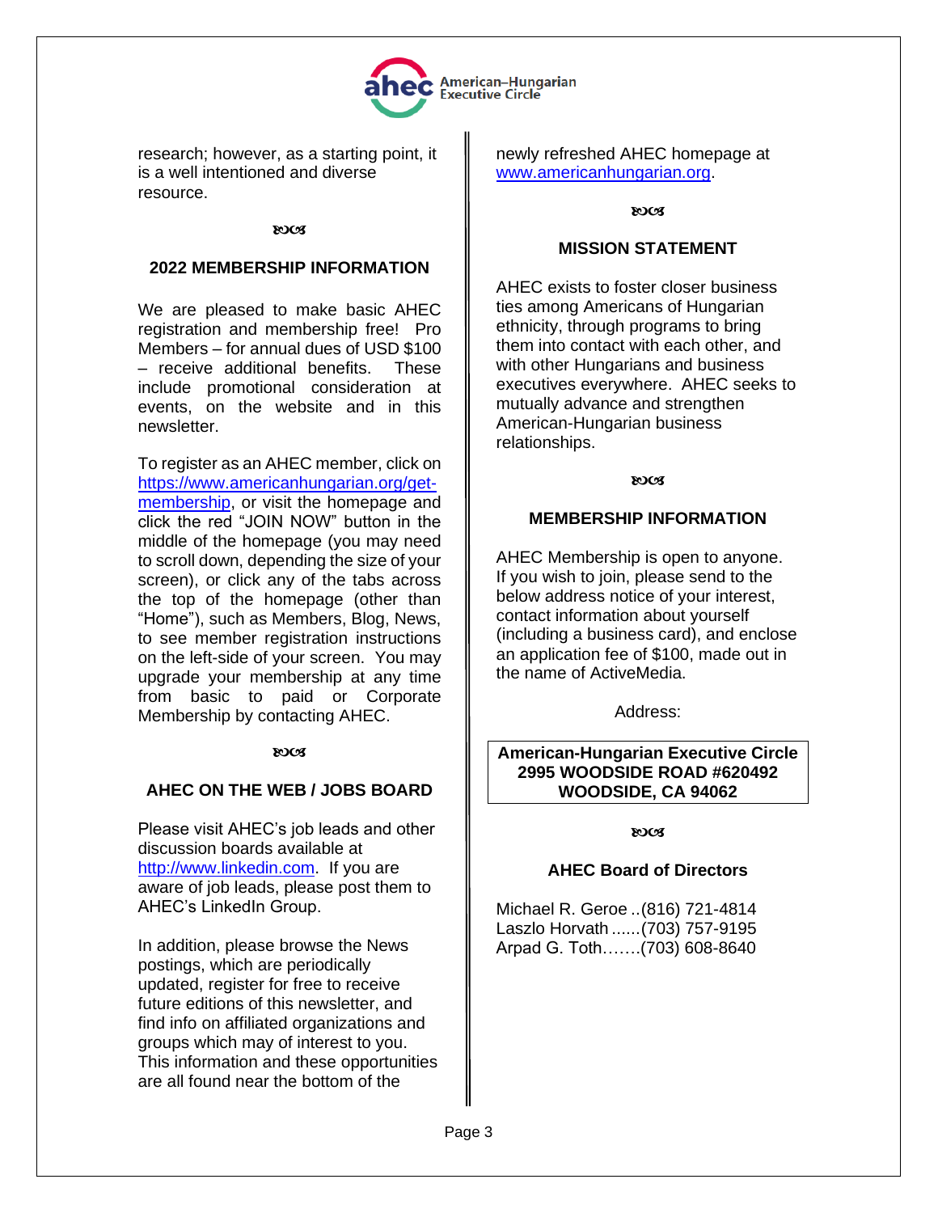research; however, as a starting point, it is a well intentioned and diverse resource.

ഇ‌ഗ

## 2022 MEMBERSHIP INFORMATION

We are pleased to make basic AHEC registration and membership free! Pro Members – for annual dues of USD $100 – receive additional benefits. These include promotional consideration at events, on the website and in this newsletter.

To register as an AHEC member, click on https://www.americanhungarian.org/get-membership, or visit the homepage and click the red "JOIN NOW" button in the middle of the homepage (you may need to scroll down, depending the size of your screen), or click any of the tabs across the top of the homepage (other than "Home"), such as Members, Blog, News, to see member registration instructions on the left-side of your screen. You may upgrade your membership at any time from basic to paid or Corporate Membership by contacting AHEC.

ഇ‌ഗ

## AHEC ON THE WEB / JOBS BOARD

Please visit AHEC's job leads and other discussion boards available at http://www.linkedin.com. If you are aware of job leads, please post them to AHEC's LinkedIn Group.

In addition, please browse the News postings, which are periodically updated, register for free to receive future editions of this newsletter, and find info on affiliated organizations and groups which may of interest to you. This information and these opportunities are all found near the bottom of the newly refreshed AHEC homepage at www.americanhungarian.org.

ഇ‌ഗ

## MISSION STATEMENT

AHEC exists to foster closer business ties among Americans of Hungarian ethnicity, through programs to bring them into contact with each other, and with other Hungarians and business executives everywhere. AHEC seeks to mutually advance and strengthen American-Hungarian business relationships.

ഇ‌ഗ

## MEMBERSHIP INFORMATION

AHEC Membership is open to anyone. If you wish to join, please send to the below address notice of your interest, contact information about yourself (including a business card), and enclose an application fee of $100, made out in the name of ActiveMedia.

Address:

**American-Hungarian Executive Circle**
**2995 WOODSIDE ROAD #620492**
**WOODSIDE, CA 94062**

ഇ‌ഗ

## AHEC Board of Directors

Michael R. Geroe ..(816) 721-4814
Laszlo Horvath ......(703) 757-9195
Arpad G. Toth.......(703) 608-8640